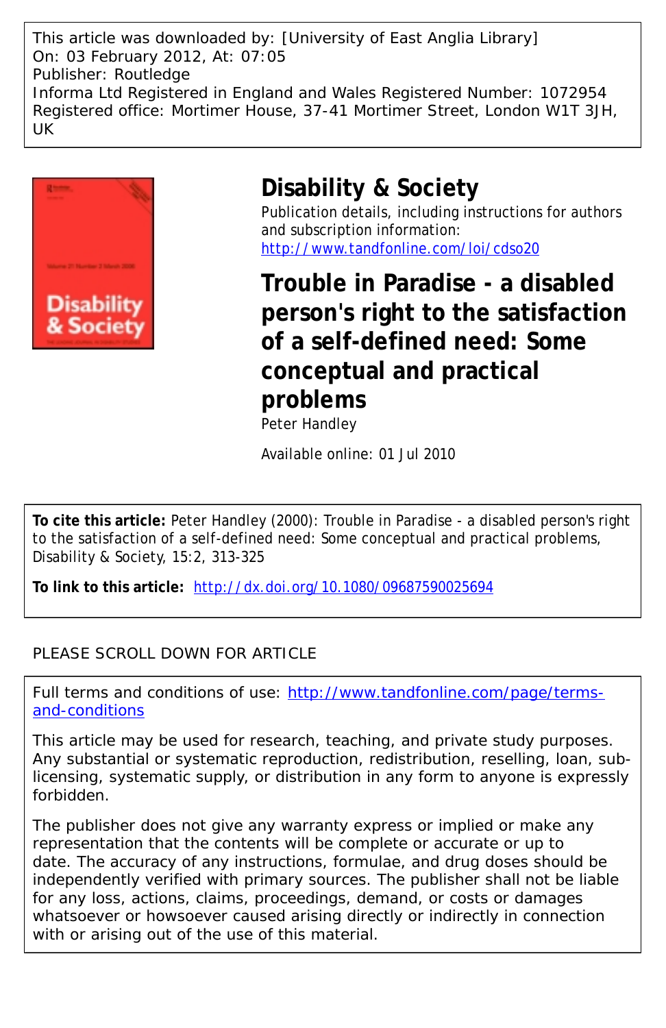This article was downloaded by: [University of East Anglia Library]
On: 03 February 2012, At: 07:05
Publisher: Routledge
Informa Ltd Registered in England and Wales Registered Number: 1072954
Registered office: Mortimer House, 37-41 Mortimer Street, London W1T 3JH, UK

# Disability & Society

Publication details, including instructions for authors and subscription information:
http://www.tandfonline.com/loi/cdso20

# Trouble in Paradise - a disabled person's right to the satisfaction of a self-defined need: Some conceptual and practical problems

Peter Handley

Available online: 01 Jul 2010

**To cite this article:** Peter Handley (2000): Trouble in Paradise - a disabled person's right to the satisfaction of a self-defined need: Some conceptual and practical problems, Disability & Society, 15:2, 313-325

**To link to this article:** http://dx.doi.org/10.1080/09687590025694

PLEASE SCROLL DOWN FOR ARTICLE

Full terms and conditions of use: http://www.tandfonline.com/page/terms-and-conditions

This article may be used for research, teaching, and private study purposes. Any substantial or systematic reproduction, redistribution, reselling, loan, sub-licensing, systematic supply, or distribution in any form to anyone is expressly forbidden.

The publisher does not give any warranty express or implied or make any representation that the contents will be complete or accurate or up to date. The accuracy of any instructions, formulae, and drug doses should be independently verified with primary sources. The publisher shall not be liable for any loss, actions, claims, proceedings, demand, or costs or damages whatsoever or howsoever caused arising directly or indirectly in connection with or arising out of the use of this material.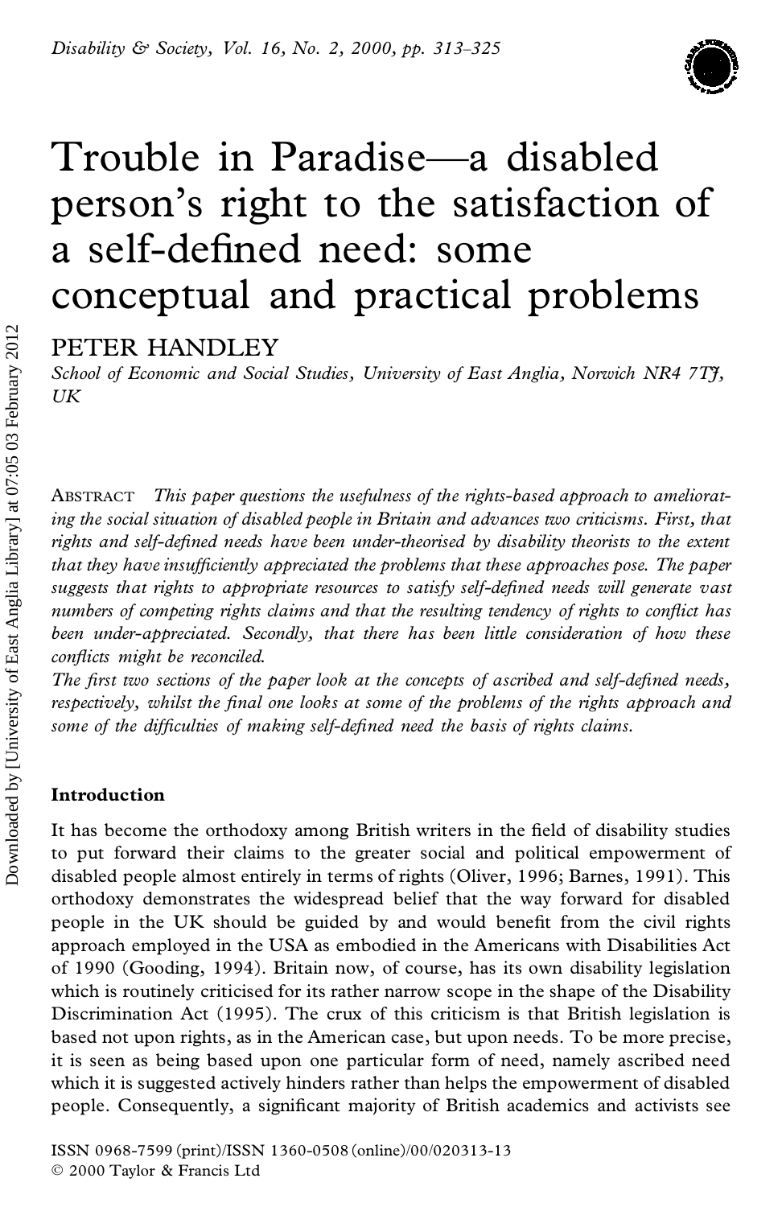# Trouble in Paradise—a disabled person's right to the satisfaction of a self-defined need: some conceptual and practical problems

PETER HANDLEY

*School of Economic and Social Studies, University of East Anglia, Norwich NR4 7TJ, UK*

ABSTRACT *This paper questions the usefulness of the rights-based approach to ameliorating the social situation of disabled people in Britain and advances two criticisms. First, that rights and self-defined needs have been under-theorised by disability theorists to the extent that they have insufficiently appreciated the problems that these approaches pose. The paper suggests that rights to appropriate resources to satisfy self-defined needs will generate vast numbers of competing rights claims and that the resulting tendency of rights to conflict has been under-appreciated. Secondly, that there has been little consideration of how these conflicts might be reconciled.*

*The first two sections of the paper look at the concepts of ascribed and self-defined needs, respectively, whilst the final one looks at some of the problems of the rights approach and some of the difficulties of making self-defined need the basis of rights claims.*

## Introduction

It has become the orthodoxy among British writers in the field of disability studies to put forward their claims to the greater social and political empowerment of disabled people almost entirely in terms of rights (Oliver, 1996; Barnes, 1991). This orthodoxy demonstrates the widespread belief that the way forward for disabled people in the UK should be guided by and would benefit from the civil rights approach employed in the USA as embodied in the Americans with Disabilities Act of 1990 (Gooding, 1994). Britain now, of course, has its own disability legislation which is routinely criticised for its rather narrow scope in the shape of the Disability Discrimination Act (1995). The crux of this criticism is that British legislation is based not upon rights, as in the American case, but upon needs. To be more precise, it is seen as being based upon one particular form of need, namely ascribed need which it is suggested actively hinders rather than helps the empowerment of disabled people. Consequently, a significant majority of British academics and activists see

ISSN 0968-7599 (print)/ISSN 1360-0508 (online)/00/020313-13
© 2000 Taylor & Francis Ltd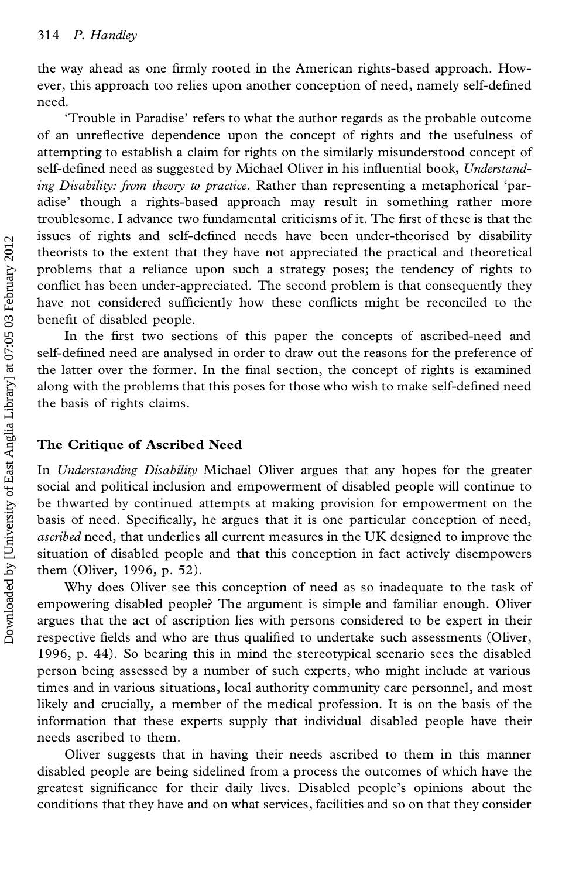the way ahead as one firmly rooted in the American rights-based approach. However, this approach too relies upon another conception of need, namely self-defined need.

'Trouble in Paradise' refers to what the author regards as the probable outcome of an unreflective dependence upon the concept of rights and the usefulness of attempting to establish a claim for rights on the similarly misunderstood concept of self-defined need as suggested by Michael Oliver in his influential book, *Understanding Disability: from theory to practice*. Rather than representing a metaphorical 'paradise' though a rights-based approach may result in something rather more troublesome. I advance two fundamental criticisms of it. The first of these is that the issues of rights and self-defined needs have been under-theorised by disability theorists to the extent that they have not appreciated the practical and theoretical problems that a reliance upon such a strategy poses; the tendency of rights to conflict has been under-appreciated. The second problem is that consequently they have not considered sufficiently how these conflicts might be reconciled to the benefit of disabled people.

In the first two sections of this paper the concepts of ascribed-need and self-defined need are analysed in order to draw out the reasons for the preference of the latter over the former. In the final section, the concept of rights is examined along with the problems that this poses for those who wish to make self-defined need the basis of rights claims.

## The Critique of Ascribed Need

In *Understanding Disability* Michael Oliver argues that any hopes for the greater social and political inclusion and empowerment of disabled people will continue to be thwarted by continued attempts at making provision for empowerment on the basis of need. Specifically, he argues that it is one particular conception of need, *ascribed* need, that underlies all current measures in the UK designed to improve the situation of disabled people and that this conception in fact actively disempowers them (Oliver, 1996, p. 52).

Why does Oliver see this conception of need as so inadequate to the task of empowering disabled people? The argument is simple and familiar enough. Oliver argues that the act of ascription lies with persons considered to be expert in their respective fields and who are thus qualified to undertake such assessments (Oliver, 1996, p. 44). So bearing this in mind the stereotypical scenario sees the disabled person being assessed by a number of such experts, who might include at various times and in various situations, local authority community care personnel, and most likely and crucially, a member of the medical profession. It is on the basis of the information that these experts supply that individual disabled people have their needs ascribed to them.

Oliver suggests that in having their needs ascribed to them in this manner disabled people are being sidelined from a process the outcomes of which have the greatest significance for their daily lives. Disabled people's opinions about the conditions that they have and on what services, facilities and so on that they consider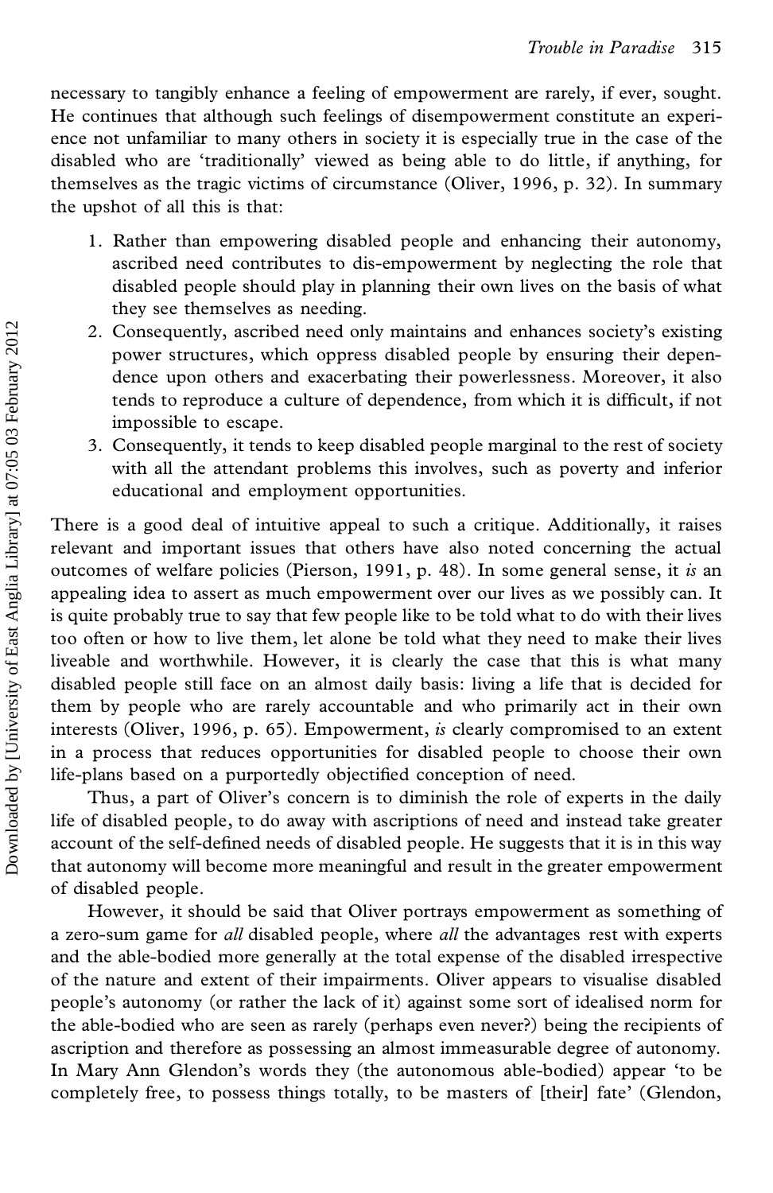necessary to tangibly enhance a feeling of empowerment are rarely, if ever, sought. He continues that although such feelings of disempowerment constitute an experience not unfamiliar to many others in society it is especially true in the case of the disabled who are 'traditionally' viewed as being able to do little, if anything, for themselves as the tragic victims of circumstance (Oliver, 1996, p. 32). In summary the upshot of all this is that:

1. Rather than empowering disabled people and enhancing their autonomy, ascribed need contributes to dis-empowerment by neglecting the role that disabled people should play in planning their own lives on the basis of what they see themselves as needing.
2. Consequently, ascribed need only maintains and enhances society's existing power structures, which oppress disabled people by ensuring their dependence upon others and exacerbating their powerlessness. Moreover, it also tends to reproduce a culture of dependence, from which it is difficult, if not impossible to escape.
3. Consequently, it tends to keep disabled people marginal to the rest of society with all the attendant problems this involves, such as poverty and inferior educational and employment opportunities.

There is a good deal of intuitive appeal to such a critique. Additionally, it raises relevant and important issues that others have also noted concerning the actual outcomes of welfare policies (Pierson, 1991, p. 48). In some general sense, it *is* an appealing idea to assert as much empowerment over our lives as we possibly can. It is quite probably true to say that few people like to be told what to do with their lives too often or how to live them, let alone be told what they need to make their lives liveable and worthwhile. However, it is clearly the case that this is what many disabled people still face on an almost daily basis: living a life that is decided for them by people who are rarely accountable and who primarily act in their own interests (Oliver, 1996, p. 65). Empowerment, *is* clearly compromised to an extent in a process that reduces opportunities for disabled people to choose their own life-plans based on a purportedly objectified conception of need.

Thus, a part of Oliver's concern is to diminish the role of experts in the daily life of disabled people, to do away with ascriptions of need and instead take greater account of the self-defined needs of disabled people. He suggests that it is in this way that autonomy will become more meaningful and result in the greater empowerment of disabled people.

However, it should be said that Oliver portrays empowerment as something of a zero-sum game for *all* disabled people, where *all* the advantages rest with experts and the able-bodied more generally at the total expense of the disabled irrespective of the nature and extent of their impairments. Oliver appears to visualise disabled people's autonomy (or rather the lack of it) against some sort of idealised norm for the able-bodied who are seen as rarely (perhaps even never?) being the recipients of ascription and therefore as possessing an almost immeasurable degree of autonomy. In Mary Ann Glendon's words they (the autonomous able-bodied) appear 'to be completely free, to possess things totally, to be masters of [their] fate' (Glendon,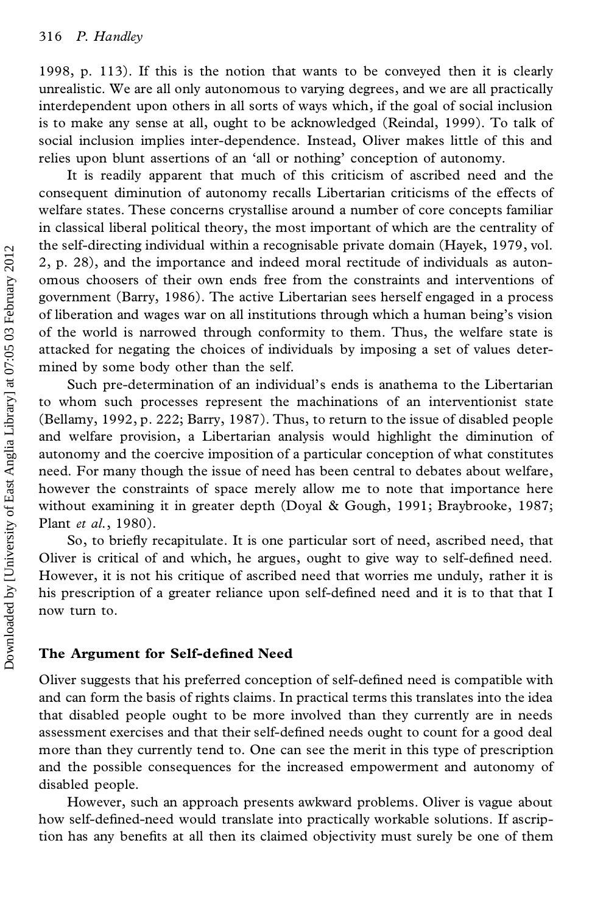1998, p. 113). If this is the notion that wants to be conveyed then it is clearly unrealistic. We are all only autonomous to varying degrees, and we are all practically interdependent upon others in all sorts of ways which, if the goal of social inclusion is to make any sense at all, ought to be acknowledged (Reindal, 1999). To talk of social inclusion implies inter-dependence. Instead, Oliver makes little of this and relies upon blunt assertions of an 'all or nothing' conception of autonomy.

It is readily apparent that much of this criticism of ascribed need and the consequent diminution of autonomy recalls Libertarian criticisms of the effects of welfare states. These concerns crystallise around a number of core concepts familiar in classical liberal political theory, the most important of which are the centrality of the self-directing individual within a recognisable private domain (Hayek, 1979, vol. 2, p. 28), and the importance and indeed moral rectitude of individuals as autonomous choosers of their own ends free from the constraints and interventions of government (Barry, 1986). The active Libertarian sees herself engaged in a process of liberation and wages war on all institutions through which a human being's vision of the world is narrowed through conformity to them. Thus, the welfare state is attacked for negating the choices of individuals by imposing a set of values determined by some body other than the self.

Such pre-determination of an individual's ends is anathema to the Libertarian to whom such processes represent the machinations of an interventionist state (Bellamy, 1992, p. 222; Barry, 1987). Thus, to return to the issue of disabled people and welfare provision, a Libertarian analysis would highlight the diminution of autonomy and the coercive imposition of a particular conception of what constitutes need. For many though the issue of need has been central to debates about welfare, however the constraints of space merely allow me to note that importance here without examining it in greater depth (Doyal & Gough, 1991; Braybrooke, 1987; Plant *et al.*, 1980).

So, to briefly recapitulate. It is one particular sort of need, ascribed need, that Oliver is critical of and which, he argues, ought to give way to self-defined need. However, it is not his critique of ascribed need that worries me unduly, rather it is his prescription of a greater reliance upon self-defined need and it is to that that I now turn to.

## The Argument for Self-defined Need

Oliver suggests that his preferred conception of self-defined need is compatible with and can form the basis of rights claims. In practical terms this translates into the idea that disabled people ought to be more involved than they currently are in needs assessment exercises and that their self-defined needs ought to count for a good deal more than they currently tend to. One can see the merit in this type of prescription and the possible consequences for the increased empowerment and autonomy of disabled people.

However, such an approach presents awkward problems. Oliver is vague about how self-defined-need would translate into practically workable solutions. If ascription has any benefits at all then its claimed objectivity must surely be one of them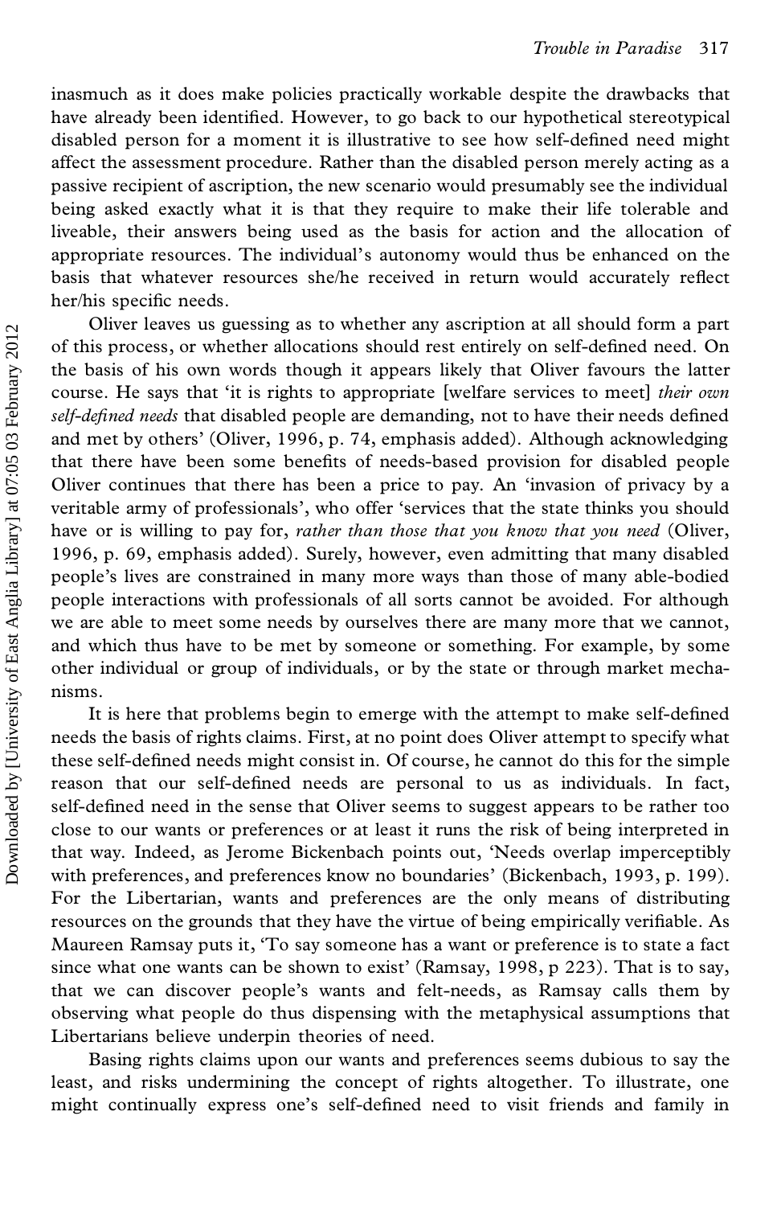inasmuch as it does make policies practically workable despite the drawbacks that have already been identified. However, to go back to our hypothetical stereotypical disabled person for a moment it is illustrative to see how self-defined need might affect the assessment procedure. Rather than the disabled person merely acting as a passive recipient of ascription, the new scenario would presumably see the individual being asked exactly what it is that they require to make their life tolerable and liveable, their answers being used as the basis for action and the allocation of appropriate resources. The individual's autonomy would thus be enhanced on the basis that whatever resources she/he received in return would accurately reflect her/his specific needs.

Oliver leaves us guessing as to whether any ascription at all should form a part of this process, or whether allocations should rest entirely on self-defined need. On the basis of his own words though it appears likely that Oliver favours the latter course. He says that 'it is rights to appropriate [welfare services to meet] *their own self-defined needs* that disabled people are demanding, not to have their needs defined and met by others' (Oliver, 1996, p. 74, emphasis added). Although acknowledging that there have been some benefits of needs-based provision for disabled people Oliver continues that there has been a price to pay. An 'invasion of privacy by a veritable army of professionals', who offer 'services that the state thinks you should have or is willing to pay for, *rather than those that you know that you need* (Oliver, 1996, p. 69, emphasis added). Surely, however, even admitting that many disabled people's lives are constrained in many more ways than those of many able-bodied people interactions with professionals of all sorts cannot be avoided. For although we are able to meet some needs by ourselves there are many more that we cannot, and which thus have to be met by someone or something. For example, by some other individual or group of individuals, or by the state or through market mechanisms.

It is here that problems begin to emerge with the attempt to make self-defined needs the basis of rights claims. First, at no point does Oliver attempt to specify what these self-defined needs might consist in. Of course, he cannot do this for the simple reason that our self-defined needs are personal to us as individuals. In fact, self-defined need in the sense that Oliver seems to suggest appears to be rather too close to our wants or preferences or at least it runs the risk of being interpreted in that way. Indeed, as Jerome Bickenbach points out, 'Needs overlap imperceptibly with preferences, and preferences know no boundaries' (Bickenbach, 1993, p. 199). For the Libertarian, wants and preferences are the only means of distributing resources on the grounds that they have the virtue of being empirically verifiable. As Maureen Ramsay puts it, 'To say someone has a want or preference is to state a fact since what one wants can be shown to exist' (Ramsay, 1998, p 223). That is to say, that we can discover people's wants and felt-needs, as Ramsay calls them by observing what people do thus dispensing with the metaphysical assumptions that Libertarians believe underpin theories of need.

Basing rights claims upon our wants and preferences seems dubious to say the least, and risks undermining the concept of rights altogether. To illustrate, one might continually express one's self-defined need to visit friends and family in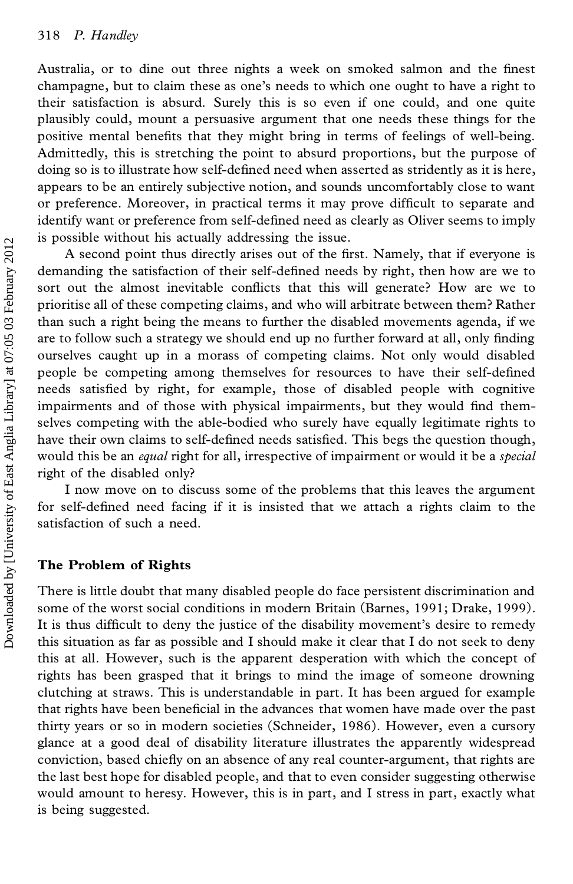Australia, or to dine out three nights a week on smoked salmon and the finest champagne, but to claim these as one's needs to which one ought to have a right to their satisfaction is absurd. Surely this is so even if one could, and one quite plausibly could, mount a persuasive argument that one needs these things for the positive mental benefits that they might bring in terms of feelings of well-being. Admittedly, this is stretching the point to absurd proportions, but the purpose of doing so is to illustrate how self-defined need when asserted as stridently as it is here, appears to be an entirely subjective notion, and sounds uncomfortably close to want or preference. Moreover, in practical terms it may prove difficult to separate and identify want or preference from self-defined need as clearly as Oliver seems to imply is possible without his actually addressing the issue.

A second point thus directly arises out of the first. Namely, that if everyone is demanding the satisfaction of their self-defined needs by right, then how are we to sort out the almost inevitable conflicts that this will generate? How are we to prioritise all of these competing claims, and who will arbitrate between them? Rather than such a right being the means to further the disabled movements agenda, if we are to follow such a strategy we should end up no further forward at all, only finding ourselves caught up in a morass of competing claims. Not only would disabled people be competing among themselves for resources to have their self-defined needs satisfied by right, for example, those of disabled people with cognitive impairments and of those with physical impairments, but they would find themselves competing with the able-bodied who surely have equally legitimate rights to have their own claims to self-defined needs satisfied. This begs the question though, would this be an *equal* right for all, irrespective of impairment or would it be a *special* right of the disabled only?

I now move on to discuss some of the problems that this leaves the argument for self-defined need facing if it is insisted that we attach a rights claim to the satisfaction of such a need.

## The Problem of Rights

There is little doubt that many disabled people do face persistent discrimination and some of the worst social conditions in modern Britain (Barnes, 1991; Drake, 1999). It is thus difficult to deny the justice of the disability movement's desire to remedy this situation as far as possible and I should make it clear that I do not seek to deny this at all. However, such is the apparent desperation with which the concept of rights has been grasped that it brings to mind the image of someone drowning clutching at straws. This is understandable in part. It has been argued for example that rights have been beneficial in the advances that women have made over the past thirty years or so in modern societies (Schneider, 1986). However, even a cursory glance at a good deal of disability literature illustrates the apparently widespread conviction, based chiefly on an absence of any real counter-argument, that rights are the last best hope for disabled people, and that to even consider suggesting otherwise would amount to heresy. However, this is in part, and I stress in part, exactly what is being suggested.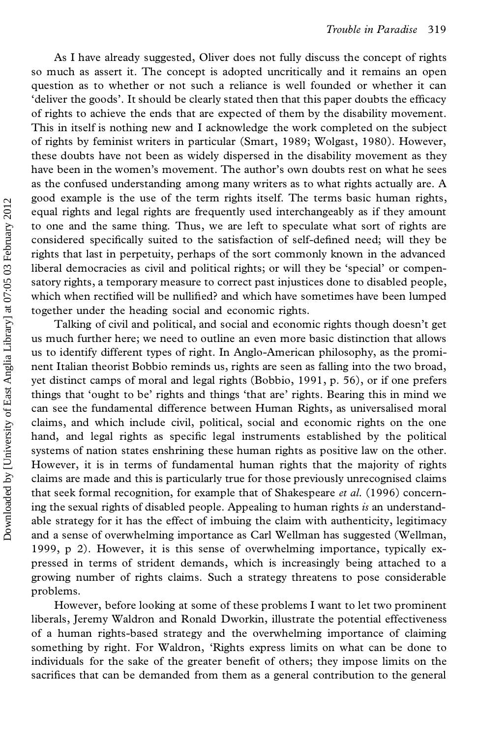As I have already suggested, Oliver does not fully discuss the concept of rights so much as assert it. The concept is adopted uncritically and it remains an open question as to whether or not such a reliance is well founded or whether it can 'deliver the goods'. It should be clearly stated then that this paper doubts the efficacy of rights to achieve the ends that are expected of them by the disability movement. This in itself is nothing new and I acknowledge the work completed on the subject of rights by feminist writers in particular (Smart, 1989; Wolgast, 1980). However, these doubts have not been as widely dispersed in the disability movement as they have been in the women's movement. The author's own doubts rest on what he sees as the confused understanding among many writers as to what rights actually are. A good example is the use of the term rights itself. The terms basic human rights, equal rights and legal rights are frequently used interchangeably as if they amount to one and the same thing. Thus, we are left to speculate what sort of rights are considered specifically suited to the satisfaction of self-defined need; will they be rights that last in perpetuity, perhaps of the sort commonly known in the advanced liberal democracies as civil and political rights; or will they be 'special' or compensatory rights, a temporary measure to correct past injustices done to disabled people, which when rectified will be nullified? and which have sometimes have been lumped together under the heading social and economic rights.

Talking of civil and political, and social and economic rights though doesn't get us much further here; we need to outline an even more basic distinction that allows us to identify different types of right. In Anglo-American philosophy, as the prominent Italian theorist Bobbio reminds us, rights are seen as falling into the two broad, yet distinct camps of moral and legal rights (Bobbio, 1991, p. 56), or if one prefers things that 'ought to be' rights and things 'that are' rights. Bearing this in mind we can see the fundamental difference between Human Rights, as universalised moral claims, and which include civil, political, social and economic rights on the one hand, and legal rights as specific legal instruments established by the political systems of nation states enshrining these human rights as positive law on the other. However, it is in terms of fundamental human rights that the majority of rights claims are made and this is particularly true for those previously unrecognised claims that seek formal recognition, for example that of Shakespeare *et al.* (1996) concerning the sexual rights of disabled people. Appealing to human rights *is* an understandable strategy for it has the effect of imbuing the claim with authenticity, legitimacy and a sense of overwhelming importance as Carl Wellman has suggested (Wellman, 1999, p 2). However, it is this sense of overwhelming importance, typically expressed in terms of strident demands, which is increasingly being attached to a growing number of rights claims. Such a strategy threatens to pose considerable problems.

However, before looking at some of these problems I want to let two prominent liberals, Jeremy Waldron and Ronald Dworkin, illustrate the potential effectiveness of a human rights-based strategy and the overwhelming importance of claiming something by right. For Waldron, 'Rights express limits on what can be done to individuals for the sake of the greater benefit of others; they impose limits on the sacrifices that can be demanded from them as a general contribution to the general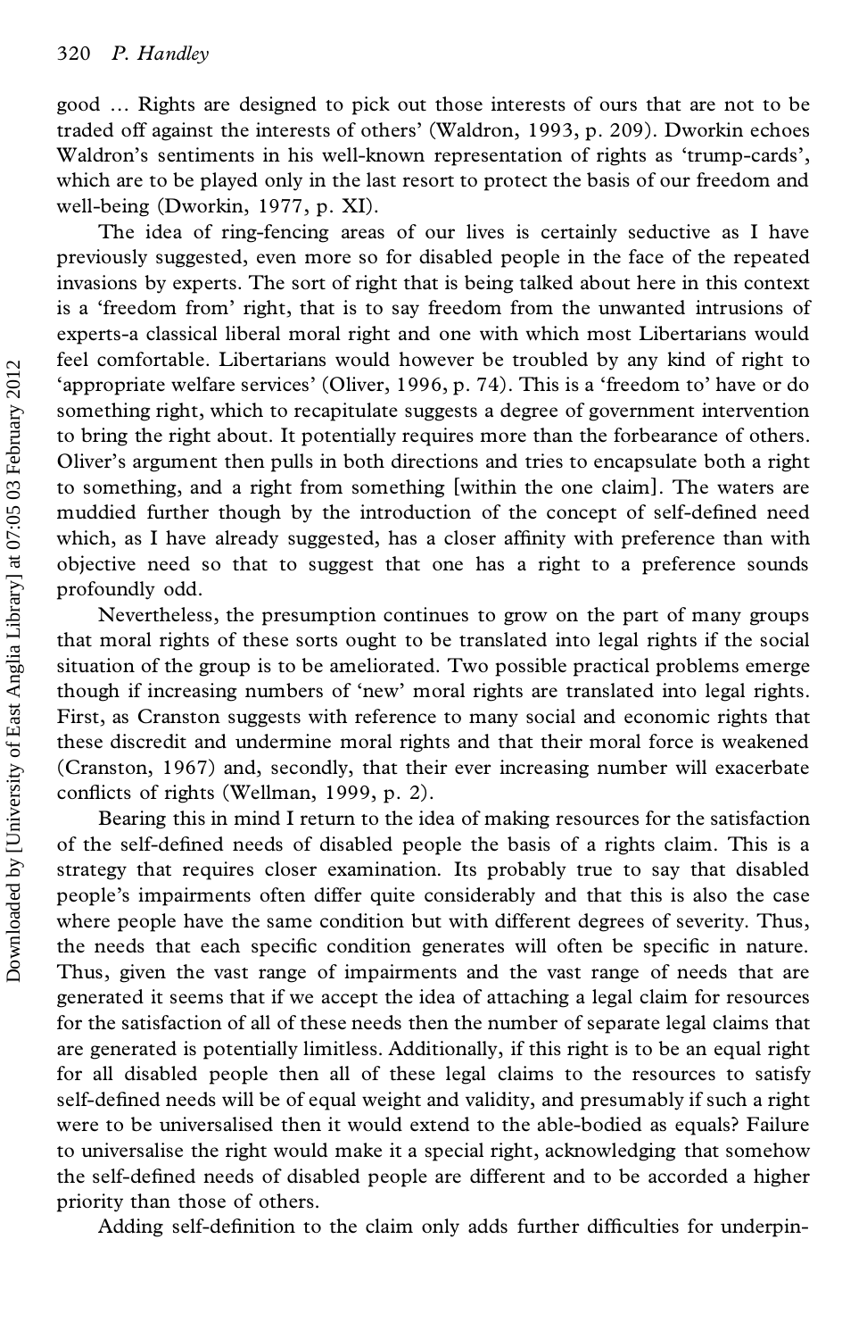good … Rights are designed to pick out those interests of ours that are not to be traded off against the interests of others' (Waldron, 1993, p. 209). Dworkin echoes Waldron's sentiments in his well-known representation of rights as 'trump-cards', which are to be played only in the last resort to protect the basis of our freedom and well-being (Dworkin, 1977, p. XI).

The idea of ring-fencing areas of our lives is certainly seductive as I have previously suggested, even more so for disabled people in the face of the repeated invasions by experts. The sort of right that is being talked about here in this context is a 'freedom from' right, that is to say freedom from the unwanted intrusions of experts-a classical liberal moral right and one with which most Libertarians would feel comfortable. Libertarians would however be troubled by any kind of right to 'appropriate welfare services' (Oliver, 1996, p. 74). This is a 'freedom to' have or do something right, which to recapitulate suggests a degree of government intervention to bring the right about. It potentially requires more than the forbearance of others. Oliver's argument then pulls in both directions and tries to encapsulate both a right to something, and a right from something [within the one claim]. The waters are muddied further though by the introduction of the concept of self-defined need which, as I have already suggested, has a closer affinity with preference than with objective need so that to suggest that one has a right to a preference sounds profoundly odd.

Nevertheless, the presumption continues to grow on the part of many groups that moral rights of these sorts ought to be translated into legal rights if the social situation of the group is to be ameliorated. Two possible practical problems emerge though if increasing numbers of 'new' moral rights are translated into legal rights. First, as Cranston suggests with reference to many social and economic rights that these discredit and undermine moral rights and that their moral force is weakened (Cranston, 1967) and, secondly, that their ever increasing number will exacerbate conflicts of rights (Wellman, 1999, p. 2).

Bearing this in mind I return to the idea of making resources for the satisfaction of the self-defined needs of disabled people the basis of a rights claim. This is a strategy that requires closer examination. Its probably true to say that disabled people's impairments often differ quite considerably and that this is also the case where people have the same condition but with different degrees of severity. Thus, the needs that each specific condition generates will often be specific in nature. Thus, given the vast range of impairments and the vast range of needs that are generated it seems that if we accept the idea of attaching a legal claim for resources for the satisfaction of all of these needs then the number of separate legal claims that are generated is potentially limitless. Additionally, if this right is to be an equal right for all disabled people then all of these legal claims to the resources to satisfy self-defined needs will be of equal weight and validity, and presumably if such a right were to be universalised then it would extend to the able-bodied as equals? Failure to universalise the right would make it a special right, acknowledging that somehow the self-defined needs of disabled people are different and to be accorded a higher priority than those of others.

Adding self-definition to the claim only adds further difficulties for underpin-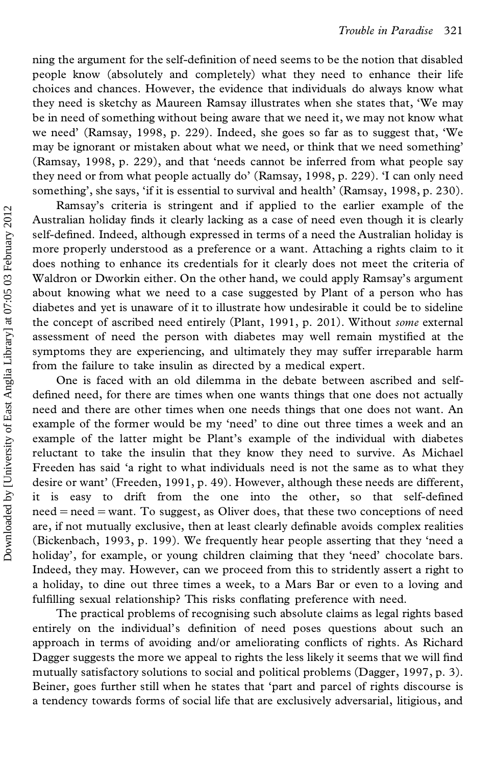ning the argument for the self-definition of need seems to be the notion that disabled people know (absolutely and completely) what they need to enhance their life choices and chances. However, the evidence that individuals do always know what they need is sketchy as Maureen Ramsay illustrates when she states that, 'We may be in need of something without being aware that we need it, we may not know what we need' (Ramsay, 1998, p. 229). Indeed, she goes so far as to suggest that, 'We may be ignorant or mistaken about what we need, or think that we need something' (Ramsay, 1998, p. 229), and that 'needs cannot be inferred from what people say they need or from what people actually do' (Ramsay, 1998, p. 229). 'I can only need something', she says, 'if it is essential to survival and health' (Ramsay, 1998, p. 230).

Ramsay's criteria is stringent and if applied to the earlier example of the Australian holiday finds it clearly lacking as a case of need even though it is clearly self-defined. Indeed, although expressed in terms of a need the Australian holiday is more properly understood as a preference or a want. Attaching a rights claim to it does nothing to enhance its credentials for it clearly does not meet the criteria of Waldron or Dworkin either. On the other hand, we could apply Ramsay's argument about knowing what we need to a case suggested by Plant of a person who has diabetes and yet is unaware of it to illustrate how undesirable it could be to sideline the concept of ascribed need entirely (Plant, 1991, p. 201). Without *some* external assessment of need the person with diabetes may well remain mystified at the symptoms they are experiencing, and ultimately they may suffer irreparable harm from the failure to take insulin as directed by a medical expert.

One is faced with an old dilemma in the debate between ascribed and self-defined need, for there are times when one wants things that one does not actually need and there are other times when one needs things that one does not want. An example of the former would be my 'need' to dine out three times a week and an example of the latter might be Plant's example of the individual with diabetes reluctant to take the insulin that they know they need to survive. As Michael Freeden has said 'a right to what individuals need is not the same as to what they desire or want' (Freeden, 1991, p. 49). However, although these needs are different, it is easy to drift from the one into the other, so that self-defined need = need = want. To suggest, as Oliver does, that these two conceptions of need are, if not mutually exclusive, then at least clearly definable avoids complex realities (Bickenbach, 1993, p. 199). We frequently hear people asserting that they 'need a holiday', for example, or young children claiming that they 'need' chocolate bars. Indeed, they may. However, can we proceed from this to stridently assert a right to a holiday, to dine out three times a week, to a Mars Bar or even to a loving and fulfilling sexual relationship? This risks conflating preference with need.

The practical problems of recognising such absolute claims as legal rights based entirely on the individual's definition of need poses questions about such an approach in terms of avoiding and/or ameliorating conflicts of rights. As Richard Dagger suggests the more we appeal to rights the less likely it seems that we will find mutually satisfactory solutions to social and political problems (Dagger, 1997, p. 3). Beiner, goes further still when he states that 'part and parcel of rights discourse is a tendency towards forms of social life that are exclusively adversarial, litigious, and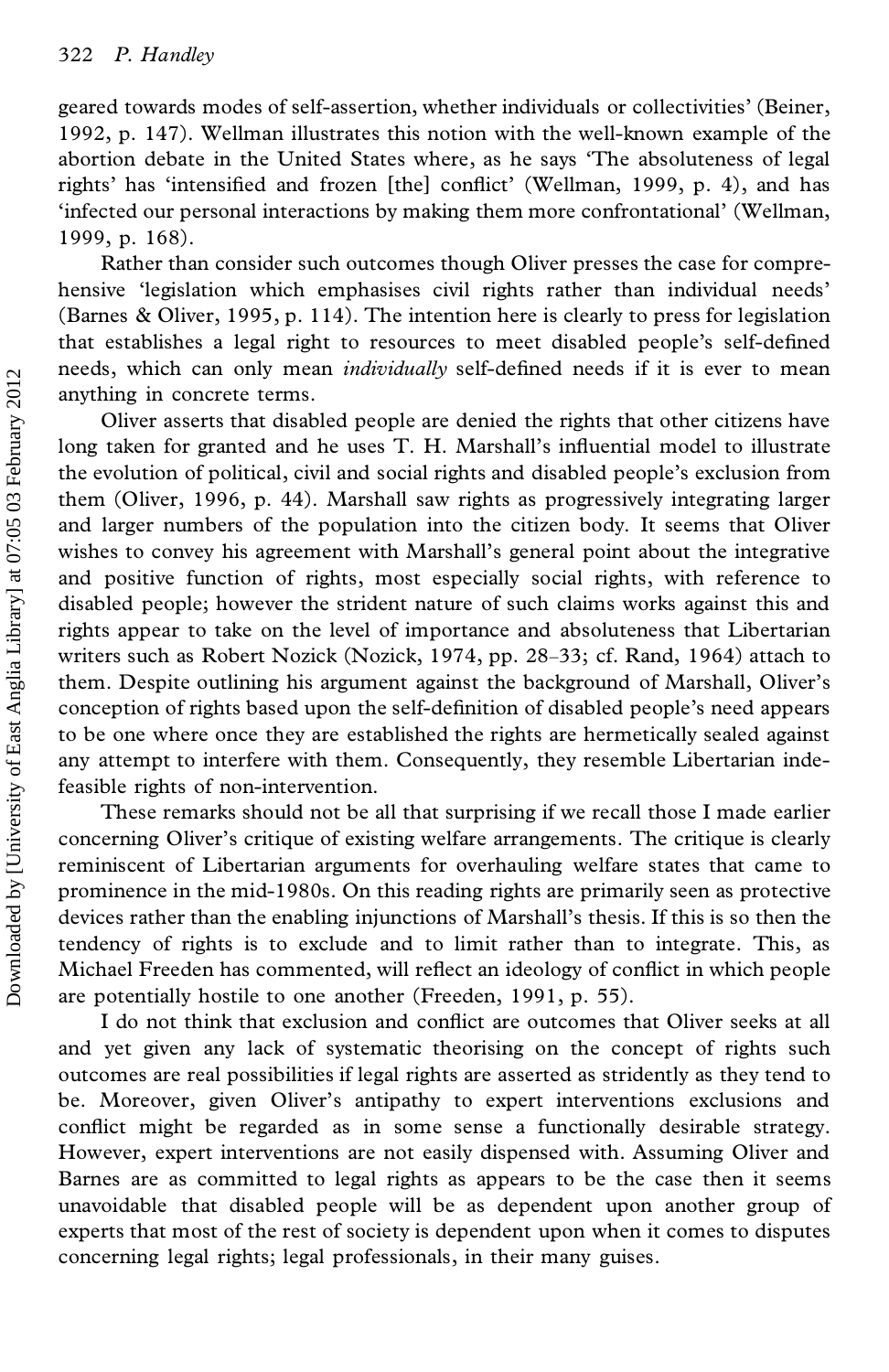geared towards modes of self-assertion, whether individuals or collectivities' (Beiner, 1992, p. 147). Wellman illustrates this notion with the well-known example of the abortion debate in the United States where, as he says 'The absoluteness of legal rights' has 'intensified and frozen [the] conflict' (Wellman, 1999, p. 4), and has 'infected our personal interactions by making them more confrontational' (Wellman, 1999, p. 168).

Rather than consider such outcomes though Oliver presses the case for comprehensive 'legislation which emphasises civil rights rather than individual needs' (Barnes & Oliver, 1995, p. 114). The intention here is clearly to press for legislation that establishes a legal right to resources to meet disabled people's self-defined needs, which can only mean *individually* self-defined needs if it is ever to mean anything in concrete terms.

Oliver asserts that disabled people are denied the rights that other citizens have long taken for granted and he uses T. H. Marshall's influential model to illustrate the evolution of political, civil and social rights and disabled people's exclusion from them (Oliver, 1996, p. 44). Marshall saw rights as progressively integrating larger and larger numbers of the population into the citizen body. It seems that Oliver wishes to convey his agreement with Marshall's general point about the integrative and positive function of rights, most especially social rights, with reference to disabled people; however the strident nature of such claims works against this and rights appear to take on the level of importance and absoluteness that Libertarian writers such as Robert Nozick (Nozick, 1974, pp. 28–33; cf. Rand, 1964) attach to them. Despite outlining his argument against the background of Marshall, Oliver's conception of rights based upon the self-definition of disabled people's need appears to be one where once they are established the rights are hermetically sealed against any attempt to interfere with them. Consequently, they resemble Libertarian indefeasible rights of non-intervention.

These remarks should not be all that surprising if we recall those I made earlier concerning Oliver's critique of existing welfare arrangements. The critique is clearly reminiscent of Libertarian arguments for overhauling welfare states that came to prominence in the mid-1980s. On this reading rights are primarily seen as protective devices rather than the enabling injunctions of Marshall's thesis. If this is so then the tendency of rights is to exclude and to limit rather than to integrate. This, as Michael Freeden has commented, will reflect an ideology of conflict in which people are potentially hostile to one another (Freeden, 1991, p. 55).

I do not think that exclusion and conflict are outcomes that Oliver seeks at all and yet given any lack of systematic theorising on the concept of rights such outcomes are real possibilities if legal rights are asserted as stridently as they tend to be. Moreover, given Oliver's antipathy to expert interventions exclusions and conflict might be regarded as in some sense a functionally desirable strategy. However, expert interventions are not easily dispensed with. Assuming Oliver and Barnes are as committed to legal rights as appears to be the case then it seems unavoidable that disabled people will be as dependent upon another group of experts that most of the rest of society is dependent upon when it comes to disputes concerning legal rights; legal professionals, in their many guises.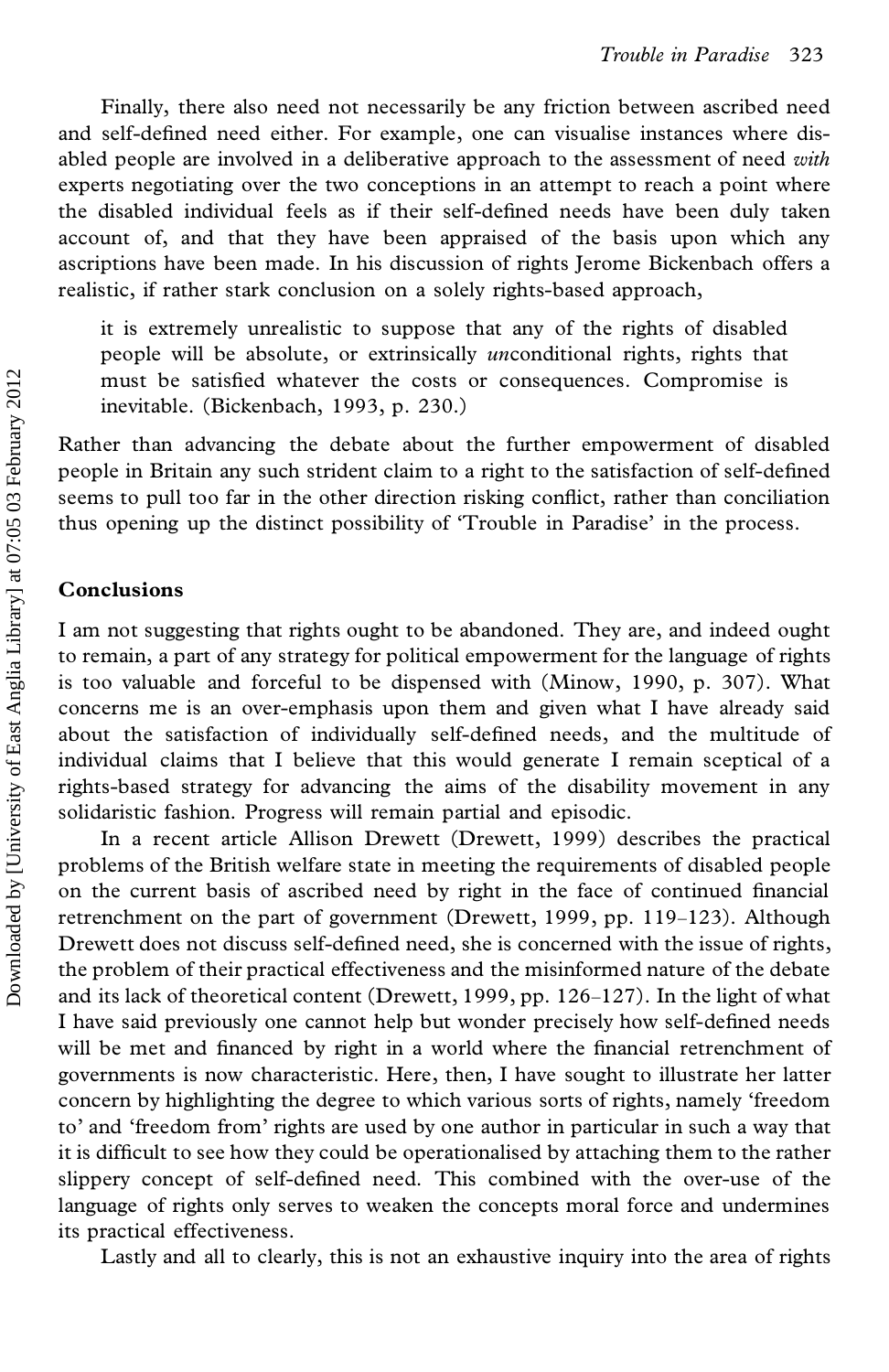Finally, there also need not necessarily be any friction between ascribed need and self-defined need either. For example, one can visualise instances where disabled people are involved in a deliberative approach to the assessment of need *with* experts negotiating over the two conceptions in an attempt to reach a point where the disabled individual feels as if their self-defined needs have been duly taken account of, and that they have been appraised of the basis upon which any ascriptions have been made. In his discussion of rights Jerome Bickenbach offers a realistic, if rather stark conclusion on a solely rights-based approach,

> it is extremely unrealistic to suppose that any of the rights of disabled people will be absolute, or extrinsically *un*conditional rights, rights that must be satisfied whatever the costs or consequences. Compromise is inevitable. (Bickenbach, 1993, p. 230.)

Rather than advancing the debate about the further empowerment of disabled people in Britain any such strident claim to a right to the satisfaction of self-defined seems to pull too far in the other direction risking conflict, rather than conciliation thus opening up the distinct possibility of 'Trouble in Paradise' in the process.

## Conclusions

I am not suggesting that rights ought to be abandoned. They are, and indeed ought to remain, a part of any strategy for political empowerment for the language of rights is too valuable and forceful to be dispensed with (Minow, 1990, p. 307). What concerns me is an over-emphasis upon them and given what I have already said about the satisfaction of individually self-defined needs, and the multitude of individual claims that I believe that this would generate I remain sceptical of a rights-based strategy for advancing the aims of the disability movement in any solidaristic fashion. Progress will remain partial and episodic.

In a recent article Allison Drewett (Drewett, 1999) describes the practical problems of the British welfare state in meeting the requirements of disabled people on the current basis of ascribed need by right in the face of continued financial retrenchment on the part of government (Drewett, 1999, pp. 119–123). Although Drewett does not discuss self-defined need, she is concerned with the issue of rights, the problem of their practical effectiveness and the misinformed nature of the debate and its lack of theoretical content (Drewett, 1999, pp. 126–127). In the light of what I have said previously one cannot help but wonder precisely how self-defined needs will be met and financed by right in a world where the financial retrenchment of governments is now characteristic. Here, then, I have sought to illustrate her latter concern by highlighting the degree to which various sorts of rights, namely 'freedom to' and 'freedom from' rights are used by one author in particular in such a way that it is difficult to see how they could be operationalised by attaching them to the rather slippery concept of self-defined need. This combined with the over-use of the language of rights only serves to weaken the concepts moral force and undermines its practical effectiveness.

Lastly and all to clearly, this is not an exhaustive inquiry into the area of rights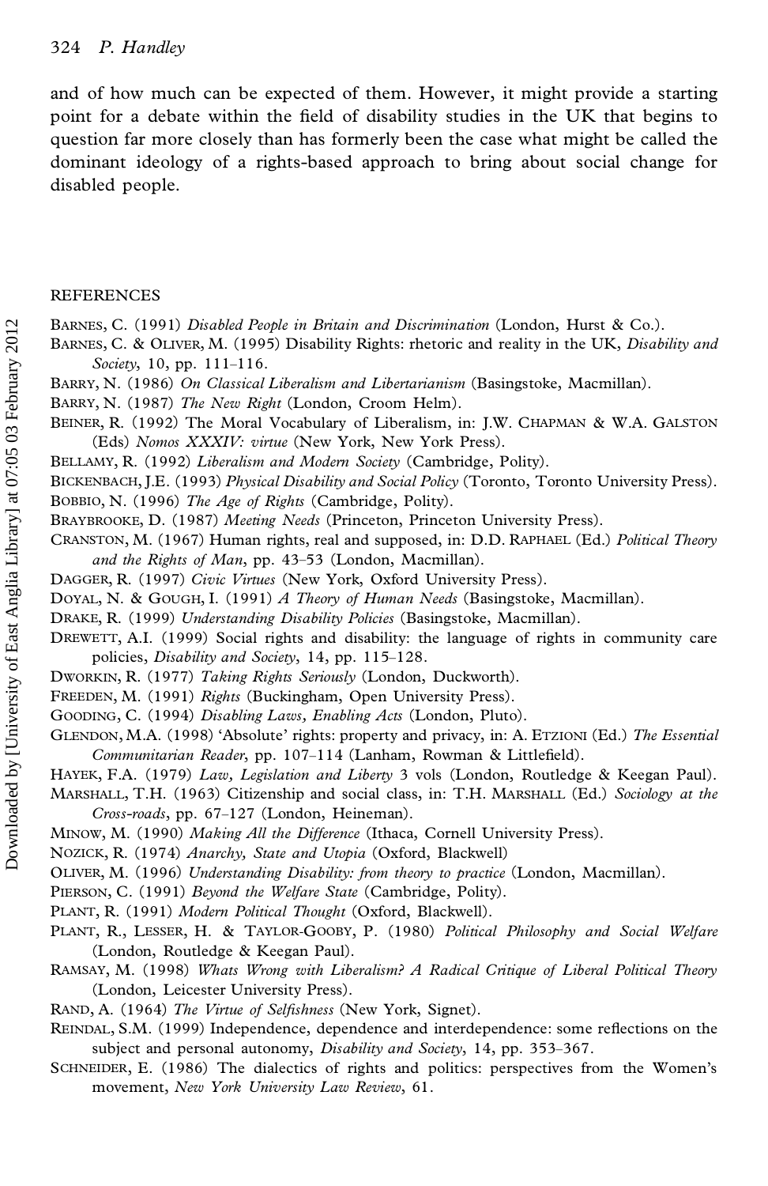and of how much can be expected of them. However, it might provide a starting point for a debate within the field of disability studies in the UK that begins to question far more closely than has formerly been the case what might be called the dominant ideology of a rights-based approach to bring about social change for disabled people.

## REFERENCES

BARNES, C. (1991) *Disabled People in Britain and Discrimination* (London, Hurst & Co.).

BARNES, C. & OLIVER, M. (1995) Disability Rights: rhetoric and reality in the UK, *Disability and Society*, 10, pp. 111–116.

BARRY, N. (1986) *On Classical Liberalism and Libertarianism* (Basingstoke, Macmillan).

BARRY, N. (1987) *The New Right* (London, Croom Helm).

BEINER, R. (1992) The Moral Vocabulary of Liberalism, in: J.W. CHAPMAN & W.A. GALSTON (Eds) *Nomos XXXIV: virtue* (New York, New York Press).

BELLAMY, R. (1992) *Liberalism and Modern Society* (Cambridge, Polity).

BICKENBACH, J.E. (1993) *Physical Disability and Social Policy* (Toronto, Toronto University Press).

BOBBIO, N. (1996) *The Age of Rights* (Cambridge, Polity).

BRAYBROOKE, D. (1987) *Meeting Needs* (Princeton, Princeton University Press).

CRANSTON, M. (1967) Human rights, real and supposed, in: D.D. RAPHAEL (Ed.) *Political Theory and the Rights of Man*, pp. 43–53 (London, Macmillan).

DAGGER, R. (1997) *Civic Virtues* (New York, Oxford University Press).

DOYAL, N. & GOUGH, I. (1991) *A Theory of Human Needs* (Basingstoke, Macmillan).

DRAKE, R. (1999) *Understanding Disability Policies* (Basingstoke, Macmillan).

DREWETT, A.I. (1999) Social rights and disability: the language of rights in community care policies, *Disability and Society*, 14, pp. 115–128.

DWORKIN, R. (1977) *Taking Rights Seriously* (London, Duckworth).

FREEDEN, M. (1991) *Rights* (Buckingham, Open University Press).

GOODING, C. (1994) *Disabling Laws, Enabling Acts* (London, Pluto).

GLENDON, M.A. (1998) 'Absolute' rights: property and privacy, in: A. ETZIONI (Ed.) *The Essential Communitarian Reader*, pp. 107–114 (Lanham, Rowman & Littlefield).

HAYEK, F.A. (1979) *Law, Legislation and Liberty* 3 vols (London, Routledge & Keegan Paul).

MARSHALL, T.H. (1963) Citizenship and social class, in: T.H. MARSHALL (Ed.) *Sociology at the Cross-roads*, pp. 67–127 (London, Heineman).

MINOW, M. (1990) *Making All the Difference* (Ithaca, Cornell University Press).

NOZICK, R. (1974) *Anarchy, State and Utopia* (Oxford, Blackwell)

OLIVER, M. (1996) *Understanding Disability: from theory to practice* (London, Macmillan).

PIERSON, C. (1991) *Beyond the Welfare State* (Cambridge, Polity).

PLANT, R. (1991) *Modern Political Thought* (Oxford, Blackwell).

PLANT, R., LESSER, H. & TAYLOR-GOOBY, P. (1980) *Political Philosophy and Social Welfare* (London, Routledge & Keegan Paul).

RAMSAY, M. (1998) *Whats Wrong with Liberalism? A Radical Critique of Liberal Political Theory* (London, Leicester University Press).

RAND, A. (1964) *The Virtue of Selfishness* (New York, Signet).

REINDAL, S.M. (1999) Independence, dependence and interdependence: some reflections on the subject and personal autonomy, *Disability and Society*, 14, pp. 353–367.

SCHNEIDER, E. (1986) The dialectics of rights and politics: perspectives from the Women's movement, *New York University Law Review*, 61.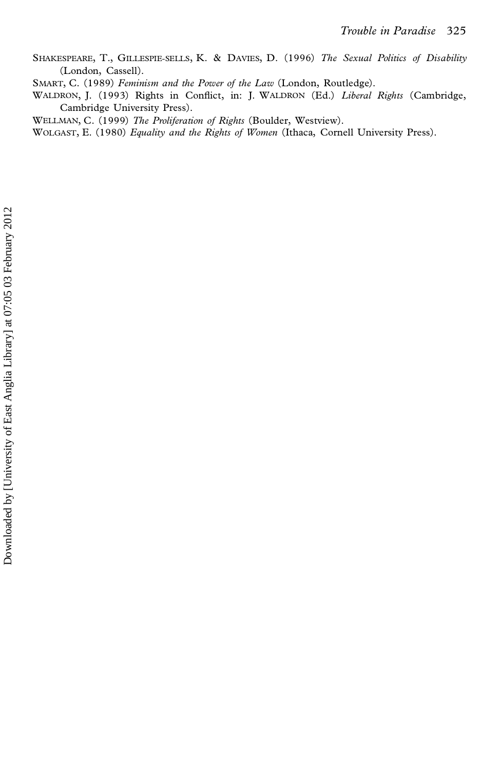Shakespeare, T., Gillespie-sells, K. & Davies, D. (1996) *The Sexual Politics of Disability* (London, Cassell).

Smart, C. (1989) *Feminism and the Power of the Law* (London, Routledge).

Waldron, J. (1993) Rights in Conflict, in: J. Waldron (Ed.) *Liberal Rights* (Cambridge, Cambridge University Press).

Wellman, C. (1999) *The Proliferation of Rights* (Boulder, Westview).

Wolgast, E. (1980) *Equality and the Rights of Women* (Ithaca, Cornell University Press).